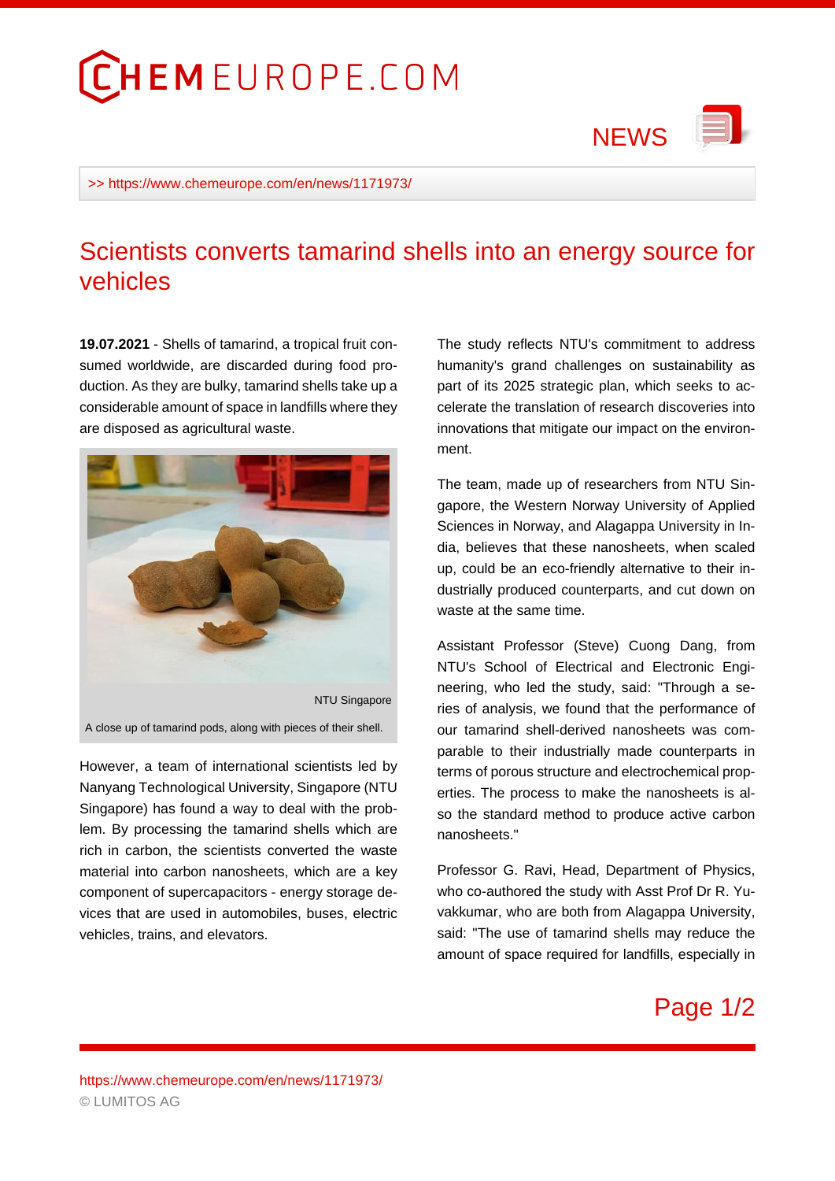>> https://www.chemeurope.com/en/news/1171973/

# Scientists converts tamarind shells into an energy source for vehicles

**19.07.2021** - Shells of tamarind, a tropical fruit consumed worldwide, are discarded during food production. As they are bulky, tamarind shells take up a considerable amount of space in landfills where they are disposed as agricultural waste.

NTU Singapore

A close up of tamarind pods, along with pieces of their shell.

However, a team of international scientists led by Nanyang Technological University, Singapore (NTU Singapore) has found a way to deal with the problem. By processing the tamarind shells which are rich in carbon, the scientists converted the waste material into carbon nanosheets, which are a key component of supercapacitors - energy storage devices that are used in automobiles, buses, electric vehicles, trains, and elevators.

The study reflects NTU's commitment to address humanity's grand challenges on sustainability as part of its 2025 strategic plan, which seeks to accelerate the translation of research discoveries into innovations that mitigate our impact on the environment.

The team, made up of researchers from NTU Singapore, the Western Norway University of Applied Sciences in Norway, and Alagappa University in India, believes that these nanosheets, when scaled up, could be an eco-friendly alternative to their industrially produced counterparts, and cut down on waste at the same time.

Assistant Professor (Steve) Cuong Dang, from NTU's School of Electrical and Electronic Engineering, who led the study, said: "Through a series of analysis, we found that the performance of our tamarind shell-derived nanosheets was comparable to their industrially made counterparts in terms of porous structure and electrochemical properties. The process to make the nanosheets is also the standard method to produce active carbon nanosheets."

Professor G. Ravi, Head, Department of Physics, who co-authored the study with Asst Prof Dr R. Yuvakkumar, who are both from Alagappa University, said: "The use of tamarind shells may reduce the amount of space required for landfills, especially in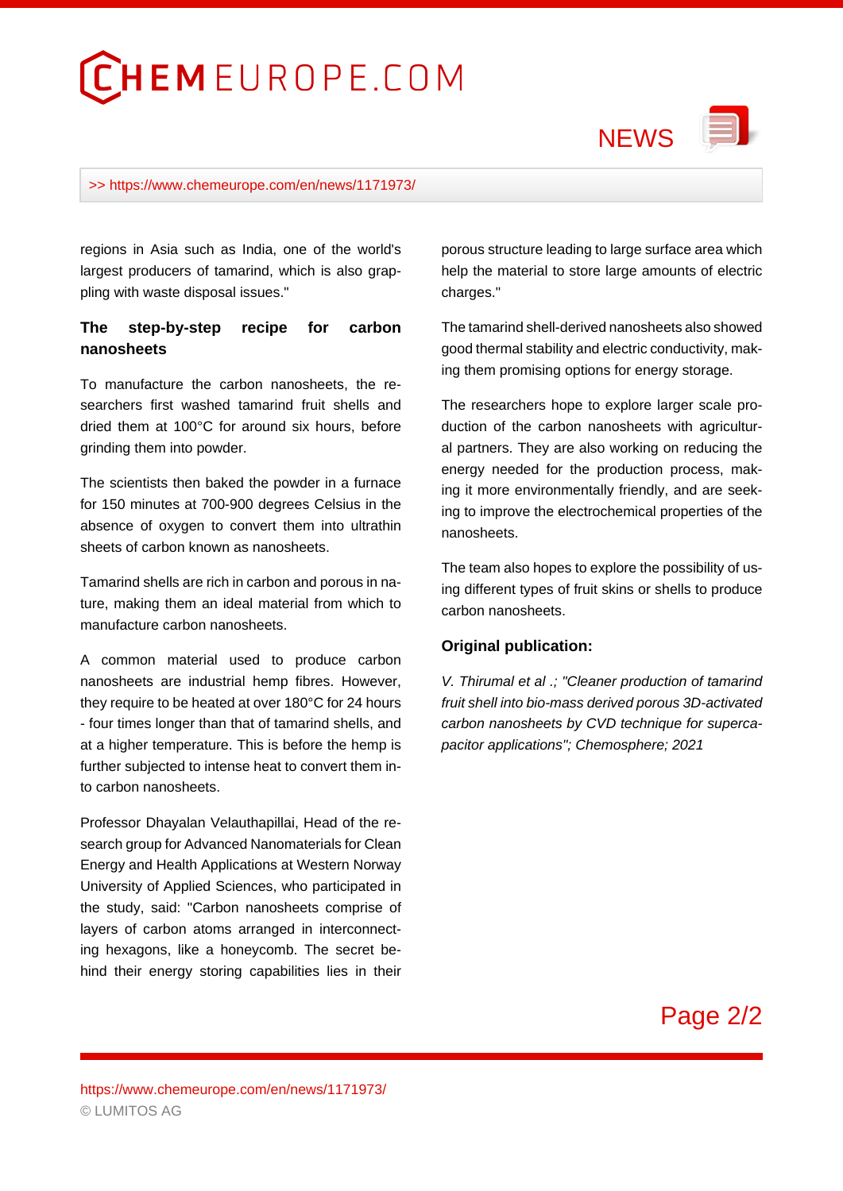regions in Asia such as India, one of the world's largest producers of tamarind, which is also grappling with waste disposal issues."

## The step-by-step recipe for carbon nanosheets

To manufacture the carbon nanosheets, the researchers first washed tamarind fruit shells and dried them at 100°C for around six hours, before grinding them into powder.

The scientists then baked the powder in a furnace for 150 minutes at 700-900 degrees Celsius in the absence of oxygen to convert them into ultrathin sheets of carbon known as nanosheets.

Tamarind shells are rich in carbon and porous in nature, making them an ideal material from which to manufacture carbon nanosheets.

A common material used to produce carbon nanosheets are industrial hemp fibres. However, they require to be heated at over 180°C for 24 hours - four times longer than that of tamarind shells, and at a higher temperature. This is before the hemp is further subjected to intense heat to convert them into carbon nanosheets.

Professor Dhayalan Velauthapillai, Head of the research group for Advanced Nanomaterials for Clean Energy and Health Applications at Western Norway University of Applied Sciences, who participated in the study, said: "Carbon nanosheets comprise of layers of carbon atoms arranged in interconnecting hexagons, like a honeycomb. The secret behind their energy storing capabilities lies in their porous structure leading to large surface area which help the material to store large amounts of electric charges."

The tamarind shell-derived nanosheets also showed good thermal stability and electric conductivity, making them promising options for energy storage.

The researchers hope to explore larger scale production of the carbon nanosheets with agricultural partners. They are also working on reducing the energy needed for the production process, making it more environmentally friendly, and are seeking to improve the electrochemical properties of the nanosheets.

The team also hopes to explore the possibility of using different types of fruit skins or shells to produce carbon nanosheets.

## Original publication:

*V. Thirumal et al .; "Cleaner production of tamarind fruit shell into bio-mass derived porous 3D-activated carbon nanosheets by CVD technique for supercapacitor applications"; Chemosphere; 2021*